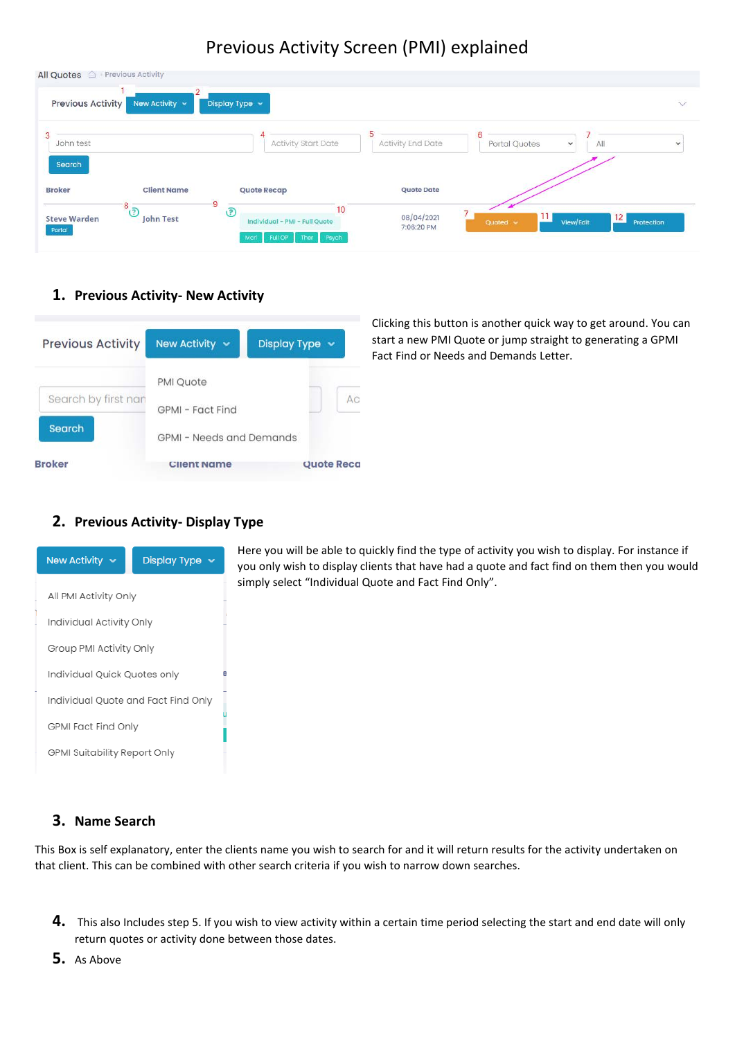# Previous Activity Screen (PMI) explained

## 1. Previous Activity- New Activity

Clicking this button is another quick way to get around. You can start a new PMI Quote or jump straight to generating a GPMI Fact Find or Needs and Demands Letter.

## 2. Previous Activity- Display Type

Here you will be able to quickly find the type of activity you wish to display. For instance if you only wish to display clients that have had a quote and fact find on them then you would simply select "Individual Quote and Fact Find Only".

## 3. Name Search

This Box is self explanatory, enter the clients name you wish to search for and it will return results for the activity undertaken on that client. This can be combined with other search criteria if you wish to narrow down searches.

4. This also Includes step 5. If you wish to view activity within a certain time period selecting the start and end date will only return quotes or activity done between those dates.
5. As Above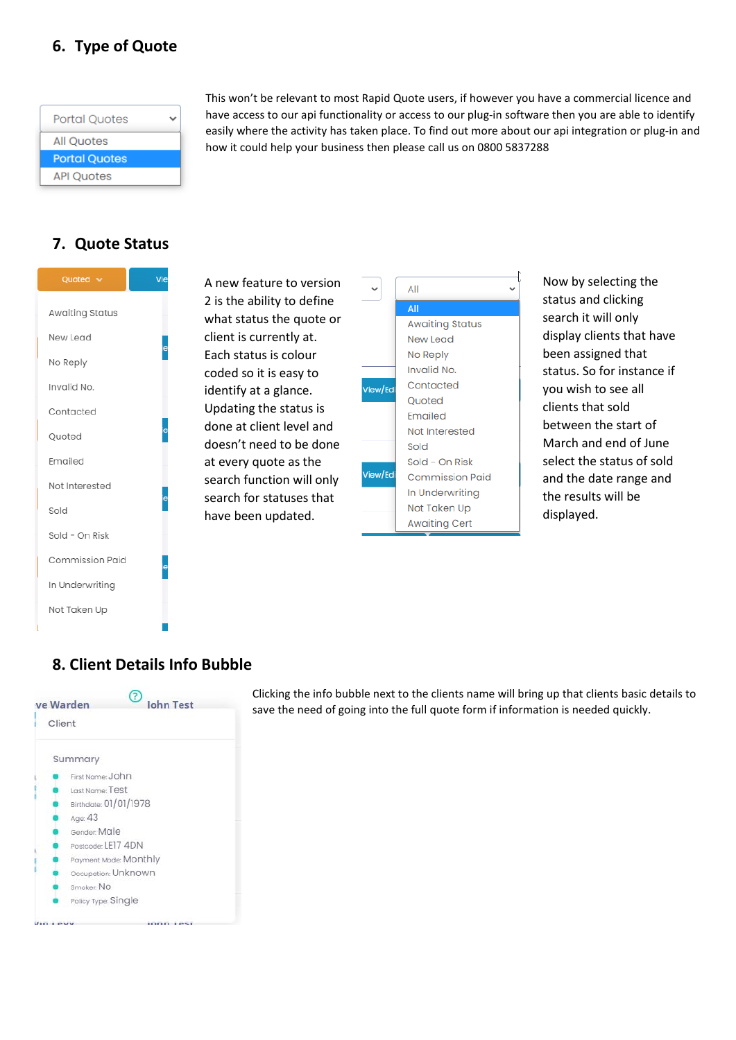## 6. Type of Quote

Portal Quotes

- All Quotes
- Portal Quotes
- API Quotes

This won't be relevant to most Rapid Quote users, if however you have a commercial licence and have access to our api functionality or access to our plug-in software then you are able to identify easily where the activity has taken place. To find out more about our api integration or plug-in and how it could help your business then please call us on 0800 5837288

## 7. Quote Status

Quoted

- Awaiting Status
- New Lead
- No Reply
- Invalid No.
- Contacted
- Quoted
- Emailed
- Not Interested
- Sold
- Sold - On Risk
- Commission Paid
- In Underwriting
- Not Taken Up

A new feature to version 2 is the ability to define what status the quote or client is currently at. Each status is colour coded so it is easy to identify at a glance. Updating the status is done at client level and doesn't need to be done at every quote as the search function will only search for statuses that have been updated.

All

- All
- Awaiting Status
- New Lead
- No Reply
- Invalid No.
- Contacted
- Quoted
- Emailed
- Not Interested
- Sold
- Sold – On Risk
- Commission Paid
- In Underwriting
- Not Taken Up
- Awaiting Cert

Now by selecting the status and clicking search it will only display clients that have been assigned that status. So for instance if you wish to see all clients that sold between the start of March and end of June select the status of sold and the date range and the results will be displayed.

## 8. Client Details Info Bubble

John Test

Client

Summary

- First Name: John
- Last Name: Test
- Birthdate: 01/01/1978
- Age: 43
- Gender: Male
- Postcode: LE17 4DN
- Payment Mode: Monthly
- Occupation: Unknown
- Smoker: No
- Policy Type: Single

Clicking the info bubble next to the clients name will bring up that clients basic details to save the need of going into the full quote form if information is needed quickly.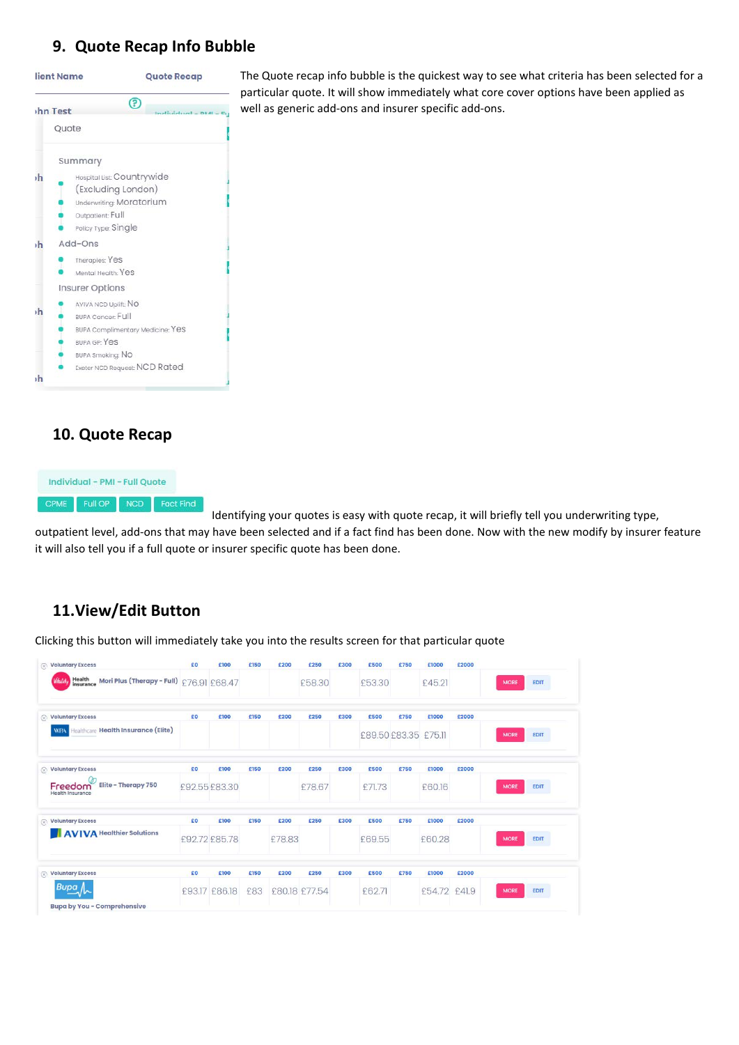## 9. Quote Recap Info Bubble

The Quote recap info bubble is the quickest way to see what criteria has been selected for a particular quote. It will show immediately what core cover options have been applied as well as generic add-ons and insurer specific add-ons.

## 10. Quote Recap

Identifying your quotes is easy with quote recap, it will briefly tell you underwriting type, outpatient level, add-ons that may have been selected and if a fact find has been done. Now with the new modify by insurer feature it will also tell you if a full quote or insurer specific quote has been done.

## 11. View/Edit Button

Clicking this button will immediately take you into the results screen for that particular quote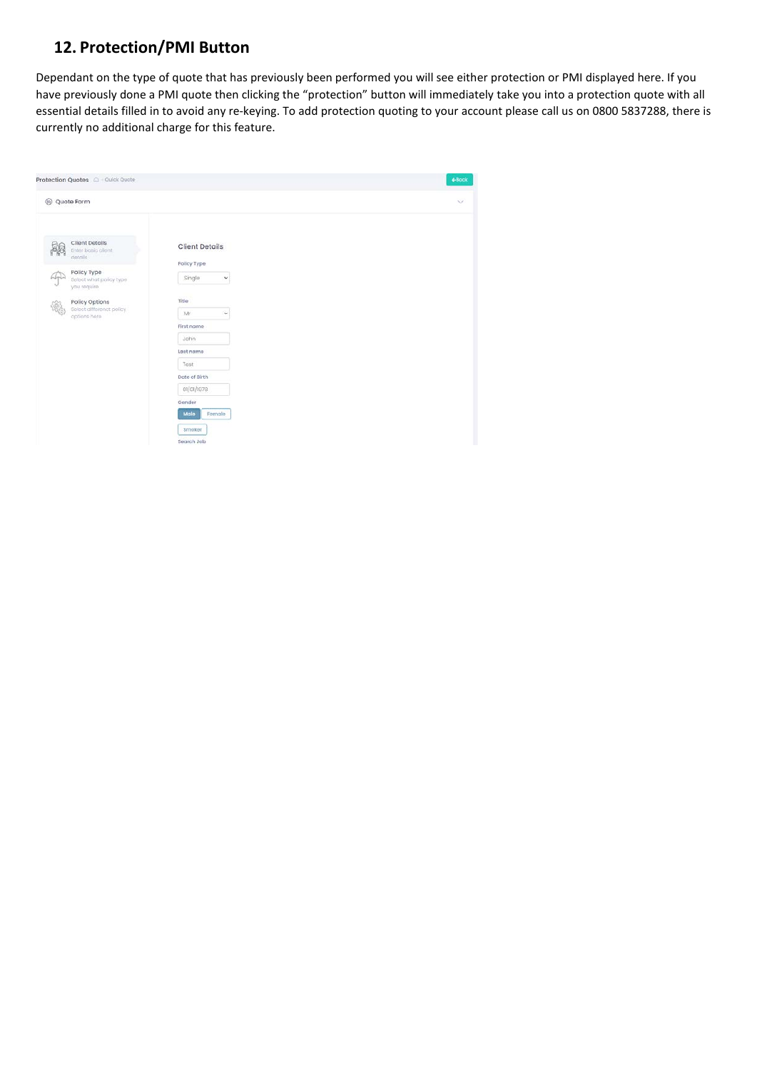## 12. Protection/PMI Button

Dependant on the type of quote that has previously been performed you will see either protection or PMI displayed here. If you have previously done a PMI quote then clicking the "protection" button will immediately take you into a protection quote with all essential details filled in to avoid any re-keying. To add protection quoting to your account please call us on 0800 5837288, there is currently no additional charge for this feature.